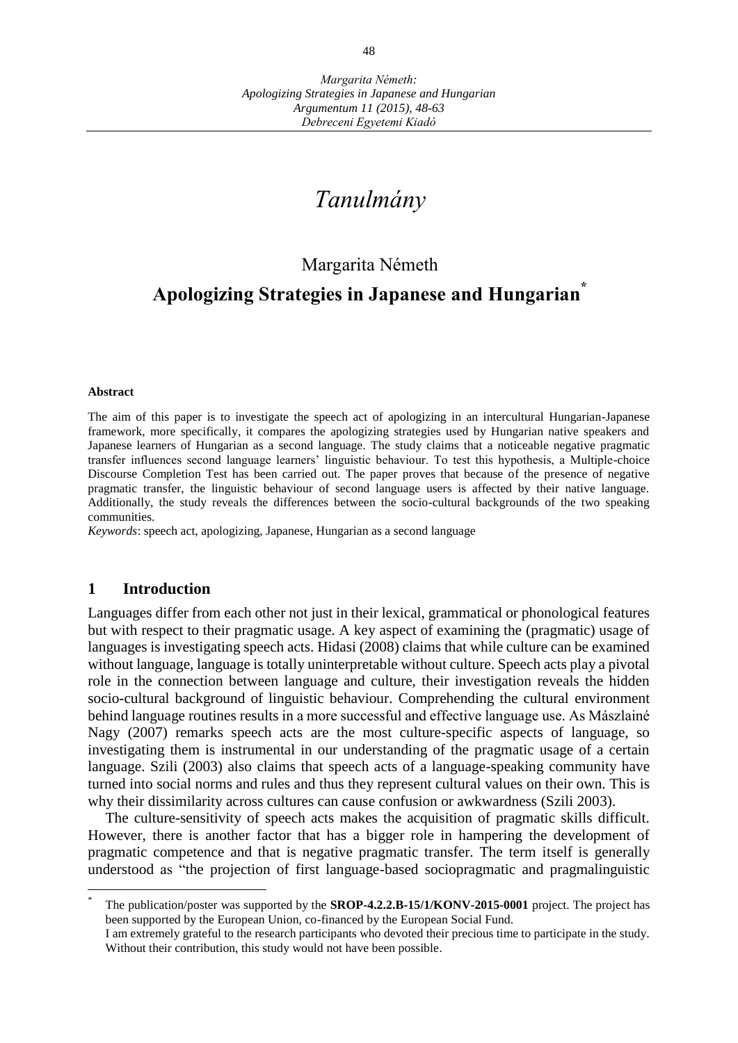# *Tanulmány*

Margarita Németh

## Apologizing Strategies in Japanese and Hungarian[*]

**Abstract**

The aim of this paper is to investigate the speech act of apologizing in an intercultural Hungarian-Japanese framework, more specifically, it compares the apologizing strategies used by Hungarian native speakers and Japanese learners of Hungarian as a second language. The study claims that a noticeable negative pragmatic transfer influences second language learners' linguistic behaviour. To test this hypothesis, a Multiple-choice Discourse Completion Test has been carried out. The paper proves that because of the presence of negative pragmatic transfer, the linguistic behaviour of second language users is affected by their native language. Additionally, the study reveals the differences between the socio-cultural backgrounds of the two speaking communities.

*Keywords*: speech act, apologizing, Japanese, Hungarian as a second language

## 1 Introduction

Languages differ from each other not just in their lexical, grammatical or phonological features but with respect to their pragmatic usage. A key aspect of examining the (pragmatic) usage of languages is investigating speech acts. Hidasi (2008) claims that while culture can be examined without language, language is totally uninterpretable without culture. Speech acts play a pivotal role in the connection between language and culture, their investigation reveals the hidden socio-cultural background of linguistic behaviour. Comprehending the cultural environment behind language routines results in a more successful and effective language use. As Mászlainé Nagy (2007) remarks speech acts are the most culture-specific aspects of language, so investigating them is instrumental in our understanding of the pragmatic usage of a certain language. Szili (2003) also claims that speech acts of a language-speaking community have turned into social norms and rules and thus they represent cultural values on their own. This is why their dissimilarity across cultures can cause confusion or awkwardness (Szili 2003).

The culture-sensitivity of speech acts makes the acquisition of pragmatic skills difficult. However, there is another factor that has a bigger role in hampering the development of pragmatic competence and that is negative pragmatic transfer. The term itself is generally understood as "the projection of first language-based sociopragmatic and pragmalinguistic

---

[*] The publication/poster was supported by the **SROP-4.2.2.B-15/1/KONV-2015-0001** project. The project has been supported by the European Union, co-financed by the European Social Fund.
I am extremely grateful to the research participants who devoted their precious time to participate in the study. Without their contribution, this study would not have been possible.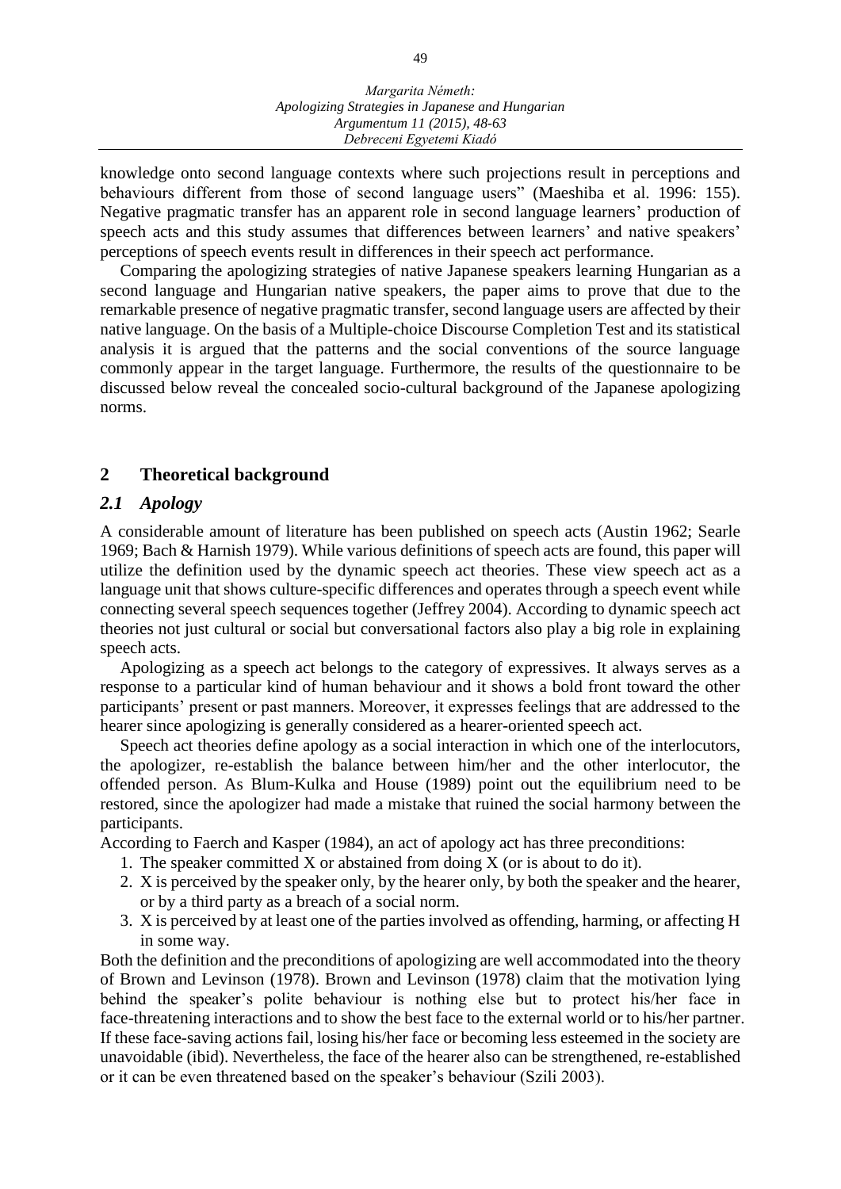knowledge onto second language contexts where such projections result in perceptions and behaviours different from those of second language users" (Maeshiba et al. 1996: 155). Negative pragmatic transfer has an apparent role in second language learners' production of speech acts and this study assumes that differences between learners' and native speakers' perceptions of speech events result in differences in their speech act performance.

Comparing the apologizing strategies of native Japanese speakers learning Hungarian as a second language and Hungarian native speakers, the paper aims to prove that due to the remarkable presence of negative pragmatic transfer, second language users are affected by their native language. On the basis of a Multiple-choice Discourse Completion Test and its statistical analysis it is argued that the patterns and the social conventions of the source language commonly appear in the target language. Furthermore, the results of the questionnaire to be discussed below reveal the concealed socio-cultural background of the Japanese apologizing norms.

## 2 Theoretical background

### *2.1 Apology*

A considerable amount of literature has been published on speech acts (Austin 1962; Searle 1969; Bach & Harnish 1979). While various definitions of speech acts are found, this paper will utilize the definition used by the dynamic speech act theories. These view speech act as a language unit that shows culture-specific differences and operates through a speech event while connecting several speech sequences together (Jeffrey 2004). According to dynamic speech act theories not just cultural or social but conversational factors also play a big role in explaining speech acts.

Apologizing as a speech act belongs to the category of expressives. It always serves as a response to a particular kind of human behaviour and it shows a bold front toward the other participants' present or past manners. Moreover, it expresses feelings that are addressed to the hearer since apologizing is generally considered as a hearer-oriented speech act.

Speech act theories define apology as a social interaction in which one of the interlocutors, the apologizer, re-establish the balance between him/her and the other interlocutor, the offended person. As Blum-Kulka and House (1989) point out the equilibrium need to be restored, since the apologizer had made a mistake that ruined the social harmony between the participants.

According to Faerch and Kasper (1984), an act of apology act has three preconditions:

1. The speaker committed X or abstained from doing X (or is about to do it).
2. X is perceived by the speaker only, by the hearer only, by both the speaker and the hearer, or by a third party as a breach of a social norm.
3. X is perceived by at least one of the parties involved as offending, harming, or affecting H in some way.

Both the definition and the preconditions of apologizing are well accommodated into the theory of Brown and Levinson (1978). Brown and Levinson (1978) claim that the motivation lying behind the speaker's polite behaviour is nothing else but to protect his/her face in face-threatening interactions and to show the best face to the external world or to his/her partner. If these face-saving actions fail, losing his/her face or becoming less esteemed in the society are unavoidable (ibid). Nevertheless, the face of the hearer also can be strengthened, re-established or it can be even threatened based on the speaker's behaviour (Szili 2003).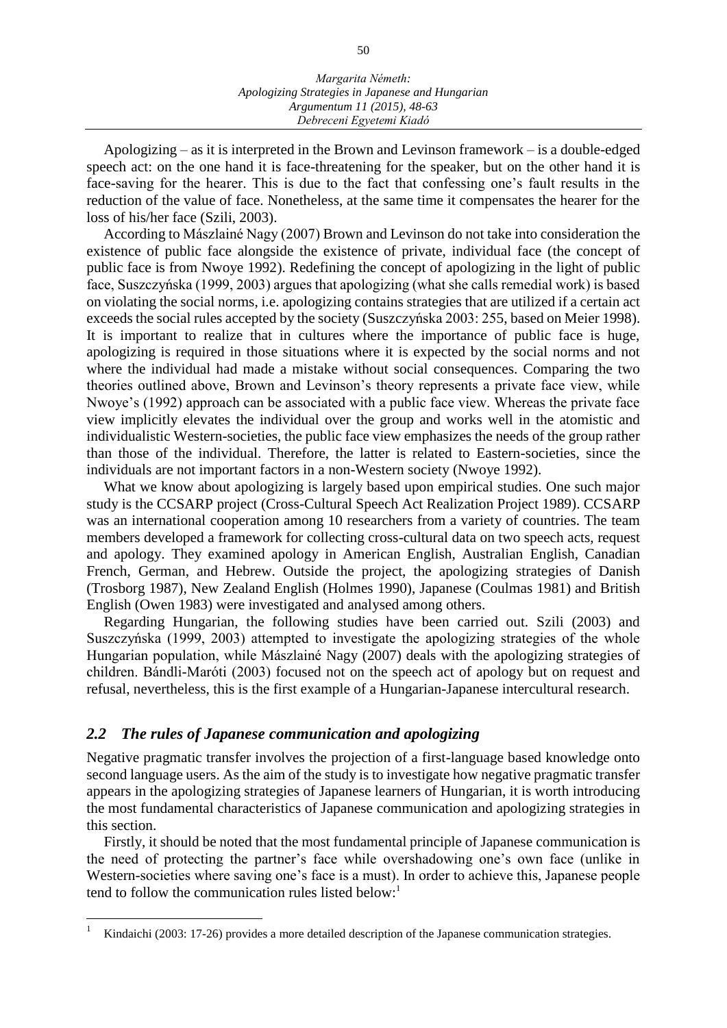Apologizing – as it is interpreted in the Brown and Levinson framework – is a double-edged speech act: on the one hand it is face-threatening for the speaker, but on the other hand it is face-saving for the hearer. This is due to the fact that confessing one's fault results in the reduction of the value of face. Nonetheless, at the same time it compensates the hearer for the loss of his/her face (Szili, 2003).

According to Mászlainé Nagy (2007) Brown and Levinson do not take into consideration the existence of public face alongside the existence of private, individual face (the concept of public face is from Nwoye 1992). Redefining the concept of apologizing in the light of public face, Suszczyńska (1999, 2003) argues that apologizing (what she calls remedial work) is based on violating the social norms, i.e. apologizing contains strategies that are utilized if a certain act exceeds the social rules accepted by the society (Suszczyńska 2003: 255, based on Meier 1998). It is important to realize that in cultures where the importance of public face is huge, apologizing is required in those situations where it is expected by the social norms and not where the individual had made a mistake without social consequences. Comparing the two theories outlined above, Brown and Levinson's theory represents a private face view, while Nwoye's (1992) approach can be associated with a public face view. Whereas the private face view implicitly elevates the individual over the group and works well in the atomistic and individualistic Western-societies, the public face view emphasizes the needs of the group rather than those of the individual. Therefore, the latter is related to Eastern-societies, since the individuals are not important factors in a non-Western society (Nwoye 1992).

What we know about apologizing is largely based upon empirical studies. One such major study is the CCSARP project (Cross-Cultural Speech Act Realization Project 1989). CCSARP was an international cooperation among 10 researchers from a variety of countries. The team members developed a framework for collecting cross-cultural data on two speech acts, request and apology. They examined apology in American English, Australian English, Canadian French, German, and Hebrew. Outside the project, the apologizing strategies of Danish (Trosborg 1987), New Zealand English (Holmes 1990), Japanese (Coulmas 1981) and British English (Owen 1983) were investigated and analysed among others.

Regarding Hungarian, the following studies have been carried out. Szili (2003) and Suszczyńska (1999, 2003) attempted to investigate the apologizing strategies of the whole Hungarian population, while Mászlainé Nagy (2007) deals with the apologizing strategies of children. Bándli-Maróti (2003) focused not on the speech act of apology but on request and refusal, nevertheless, this is the first example of a Hungarian-Japanese intercultural research.

## *2.2 The rules of Japanese communication and apologizing*

Negative pragmatic transfer involves the projection of a first-language based knowledge onto second language users. As the aim of the study is to investigate how negative pragmatic transfer appears in the apologizing strategies of Japanese learners of Hungarian, it is worth introducing the most fundamental characteristics of Japanese communication and apologizing strategies in this section.

Firstly, it should be noted that the most fundamental principle of Japanese communication is the need of protecting the partner's face while overshadowing one's own face (unlike in Western-societies where saving one's face is a must). In order to achieve this, Japanese people tend to follow the communication rules listed below:[1]

[1] Kindaichi (2003: 17-26) provides a more detailed description of the Japanese communication strategies.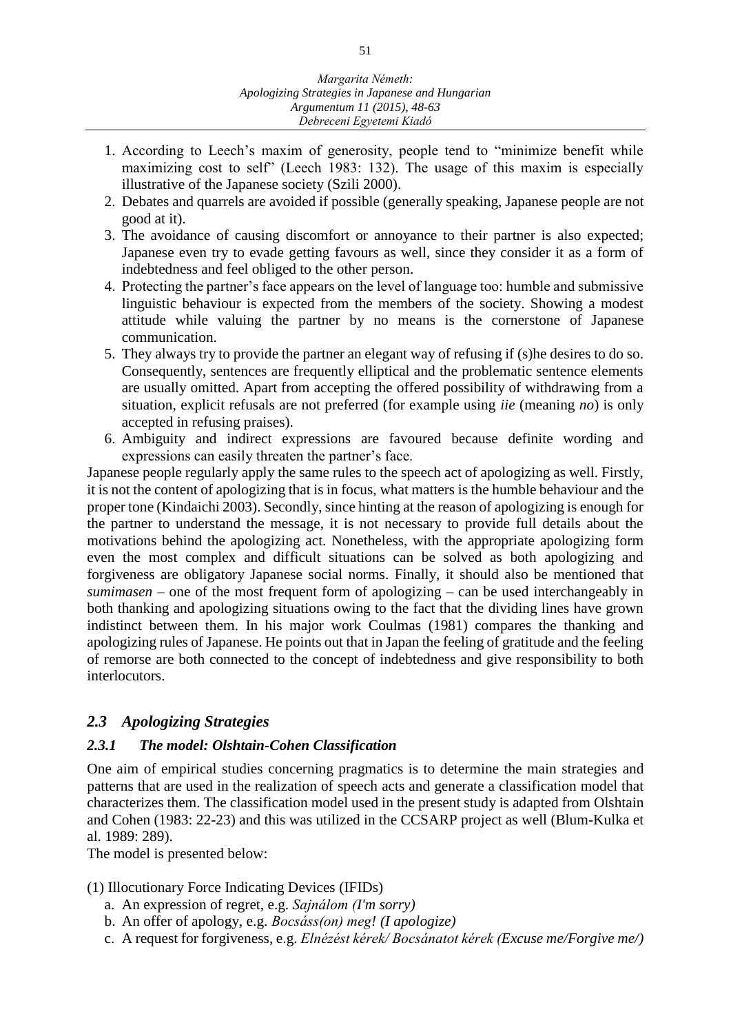1. According to Leech's maxim of generosity, people tend to "minimize benefit while maximizing cost to self" (Leech 1983: 132). The usage of this maxim is especially illustrative of the Japanese society (Szili 2000).
2. Debates and quarrels are avoided if possible (generally speaking, Japanese people are not good at it).
3. The avoidance of causing discomfort or annoyance to their partner is also expected; Japanese even try to evade getting favours as well, since they consider it as a form of indebtedness and feel obliged to the other person.
4. Protecting the partner's face appears on the level of language too: humble and submissive linguistic behaviour is expected from the members of the society. Showing a modest attitude while valuing the partner by no means is the cornerstone of Japanese communication.
5. They always try to provide the partner an elegant way of refusing if (s)he desires to do so. Consequently, sentences are frequently elliptical and the problematic sentence elements are usually omitted. Apart from accepting the offered possibility of withdrawing from a situation, explicit refusals are not preferred (for example using *iie* (meaning *no*) is only accepted in refusing praises).
6. Ambiguity and indirect expressions are favoured because definite wording and expressions can easily threaten the partner's face.

Japanese people regularly apply the same rules to the speech act of apologizing as well. Firstly, it is not the content of apologizing that is in focus, what matters is the humble behaviour and the proper tone (Kindaichi 2003). Secondly, since hinting at the reason of apologizing is enough for the partner to understand the message, it is not necessary to provide full details about the motivations behind the apologizing act. Nonetheless, with the appropriate apologizing form even the most complex and difficult situations can be solved as both apologizing and forgiveness are obligatory Japanese social norms. Finally, it should also be mentioned that *sumimasen* – one of the most frequent form of apologizing – can be used interchangeably in both thanking and apologizing situations owing to the fact that the dividing lines have grown indistinct between them. In his major work Coulmas (1981) compares the thanking and apologizing rules of Japanese. He points out that in Japan the feeling of gratitude and the feeling of remorse are both connected to the concept of indebtedness and give responsibility to both interlocutors.

## *2.3 Apologizing Strategies*

### *2.3.1 The model: Olshtain-Cohen Classification*

One aim of empirical studies concerning pragmatics is to determine the main strategies and patterns that are used in the realization of speech acts and generate a classification model that characterizes them. The classification model used in the present study is adapted from Olshtain and Cohen (1983: 22-23) and this was utilized in the CCSARP project as well (Blum-Kulka et al. 1989: 289).

The model is presented below:

(1) Illocutionary Force Indicating Devices (IFIDs)

a. An expression of regret, e.g. *Sajnálom (I'm sorry)*

b. An offer of apology, e.g. *Bocsáss(on) meg! (I apologize)*

c. A request for forgiveness, e.g. *Elnézést kérek/ Bocsánatot kérek (Excuse me/Forgive me/)*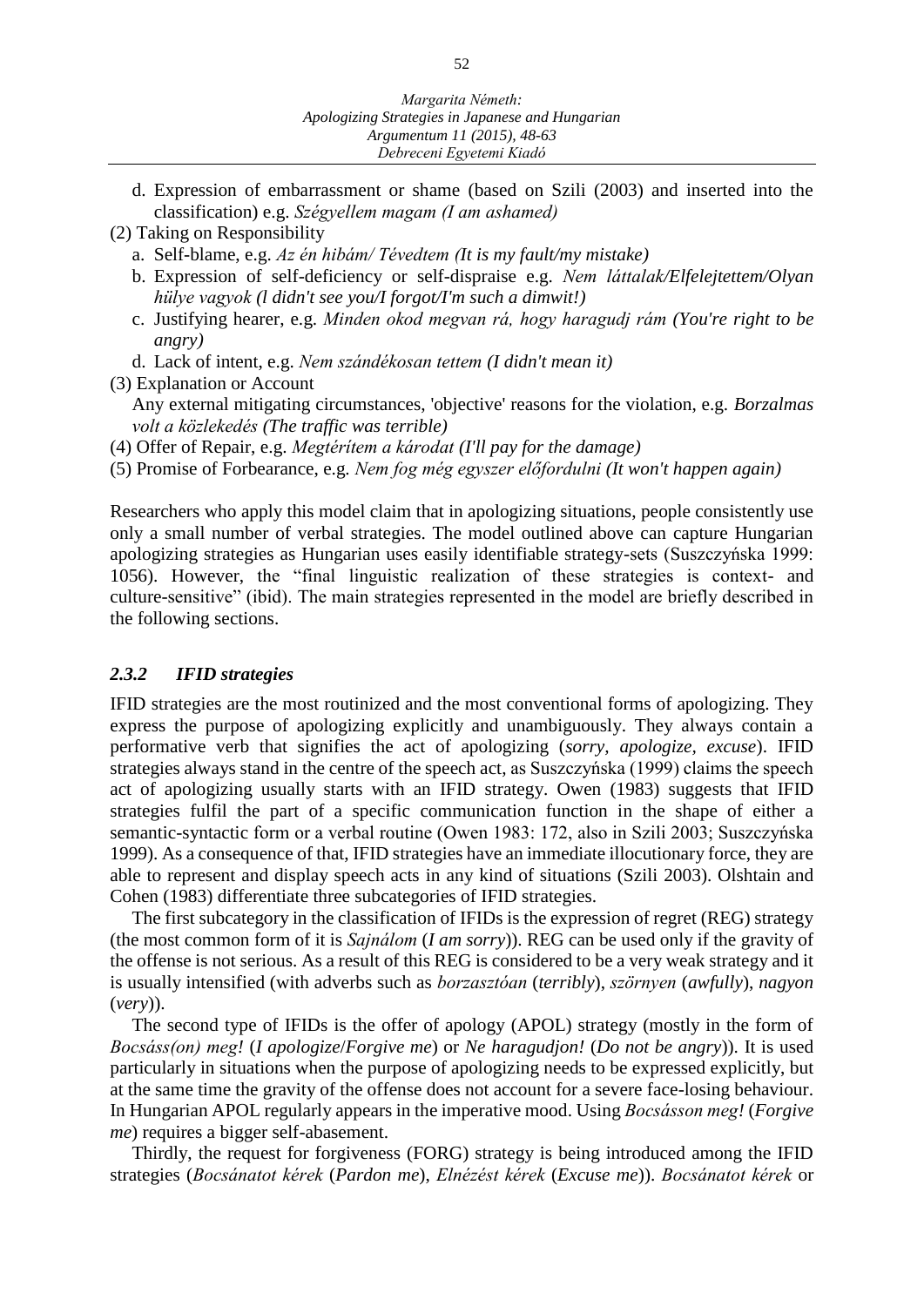d. Expression of embarrassment or shame (based on Szili (2003) and inserted into the classification) e.g. *Szégyellem magam (I am ashamed)*

(2) Taking on Responsibility

a. Self-blame, e.g. *Az én hibám/ Tévedtem (It is my fault/my mistake)*

b. Expression of self-deficiency or self-dispraise e.g. *Nem láttalak/Elfelejtettem/Olyan hülye vagyok (l didn't see you/I forgot/I'm such a dimwit!)*

c. Justifying hearer, e.g. *Minden okod megvan rá, hogy haragudj rám (You're right to be angry)*

d. Lack of intent, e.g. *Nem szándékosan tettem (I didn't mean it)*

(3) Explanation or Account

Any external mitigating circumstances, 'objective' reasons for the violation, e.g. *Borzalmas volt a közlekedés (The traffic was terrible)*

(4) Offer of Repair, e.g. *Megtérítem a károdat (I'll pay for the damage)*

(5) Promise of Forbearance, e.g. *Nem fog még egyszer előfordulni (It won't happen again)*

Researchers who apply this model claim that in apologizing situations, people consistently use only a small number of verbal strategies. The model outlined above can capture Hungarian apologizing strategies as Hungarian uses easily identifiable strategy-sets (Suszczyńska 1999: 1056). However, the "final linguistic realization of these strategies is context- and culture-sensitive" (ibid). The main strategies represented in the model are briefly described in the following sections.

### *2.3.2 IFID strategies*

IFID strategies are the most routinized and the most conventional forms of apologizing. They express the purpose of apologizing explicitly and unambiguously. They always contain a performative verb that signifies the act of apologizing (*sorry, apologize, excuse*). IFID strategies always stand in the centre of the speech act, as Suszczyńska (1999) claims the speech act of apologizing usually starts with an IFID strategy. Owen (1983) suggests that IFID strategies fulfil the part of a specific communication function in the shape of either a semantic-syntactic form or a verbal routine (Owen 1983: 172, also in Szili 2003; Suszczyńska 1999). As a consequence of that, IFID strategies have an immediate illocutionary force, they are able to represent and display speech acts in any kind of situations (Szili 2003). Olshtain and Cohen (1983) differentiate three subcategories of IFID strategies.

The first subcategory in the classification of IFIDs is the expression of regret (REG) strategy (the most common form of it is *Sajnálom* (*I am sorry*)). REG can be used only if the gravity of the offense is not serious. As a result of this REG is considered to be a very weak strategy and it is usually intensified (with adverbs such as *borzasztóan* (*terribly*), *szörnyen* (*awfully*), *nagyon* (*very*)).

The second type of IFIDs is the offer of apology (APOL) strategy (mostly in the form of *Bocsáss(on) meg!* (*I apologize*/*Forgive me*) or *Ne haragudjon!* (*Do not be angry*)). It is used particularly in situations when the purpose of apologizing needs to be expressed explicitly, but at the same time the gravity of the offense does not account for a severe face-losing behaviour. In Hungarian APOL regularly appears in the imperative mood. Using *Bocsásson meg!* (*Forgive me*) requires a bigger self-abasement.

Thirdly, the request for forgiveness (FORG) strategy is being introduced among the IFID strategies (*Bocsánatot kérek* (*Pardon me*), *Elnézést kérek* (*Excuse me*)). *Bocsánatot kérek* or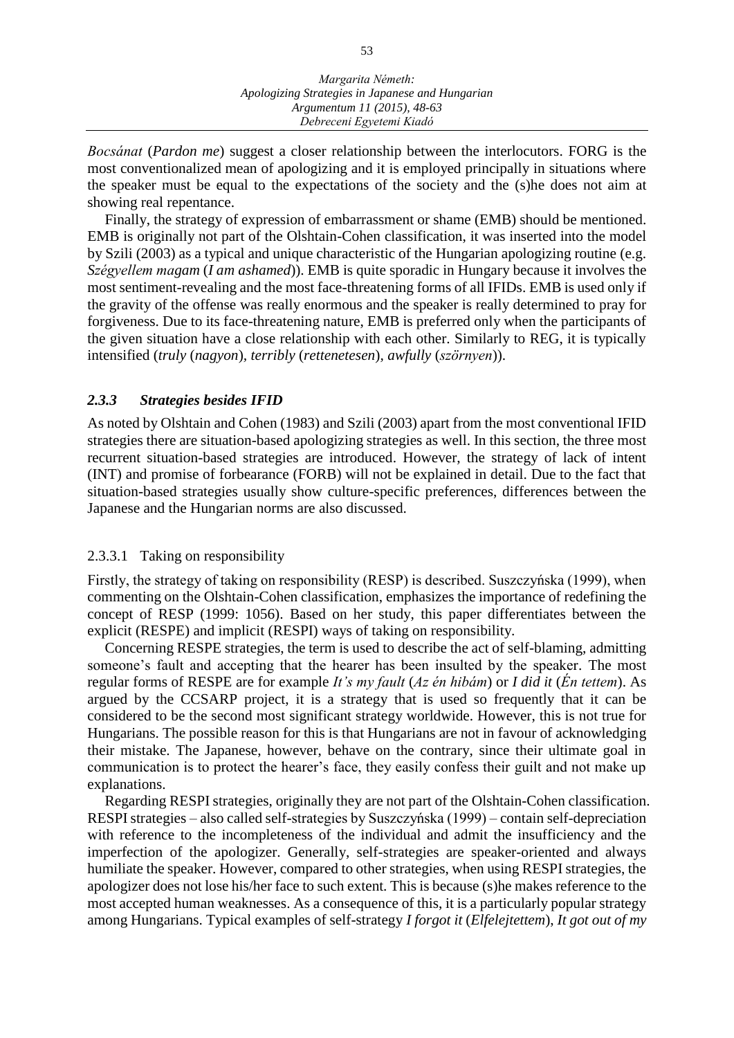*Bocsánat* (*Pardon me*) suggest a closer relationship between the interlocutors. FORG is the most conventionalized mean of apologizing and it is employed principally in situations where the speaker must be equal to the expectations of the society and the (s)he does not aim at showing real repentance.

Finally, the strategy of expression of embarrassment or shame (EMB) should be mentioned. EMB is originally not part of the Olshtain-Cohen classification, it was inserted into the model by Szili (2003) as a typical and unique characteristic of the Hungarian apologizing routine (e.g. *Szégyellem magam* (*I am ashamed*)). EMB is quite sporadic in Hungary because it involves the most sentiment-revealing and the most face-threatening forms of all IFIDs. EMB is used only if the gravity of the offense was really enormous and the speaker is really determined to pray for forgiveness. Due to its face-threatening nature, EMB is preferred only when the participants of the given situation have a close relationship with each other. Similarly to REG, it is typically intensified (*truly* (*nagyon*), *terribly* (*rettenetesen*), *awfully* (*szörnyen*)).

### *2.3.3 Strategies besides IFID*

As noted by Olshtain and Cohen (1983) and Szili (2003) apart from the most conventional IFID strategies there are situation-based apologizing strategies as well. In this section, the three most recurrent situation-based strategies are introduced. However, the strategy of lack of intent (INT) and promise of forbearance (FORB) will not be explained in detail. Due to the fact that situation-based strategies usually show culture-specific preferences, differences between the Japanese and the Hungarian norms are also discussed.

#### 2.3.3.1 Taking on responsibility

Firstly, the strategy of taking on responsibility (RESP) is described. Suszczyńska (1999), when commenting on the Olshtain-Cohen classification, emphasizes the importance of redefining the concept of RESP (1999: 1056). Based on her study, this paper differentiates between the explicit (RESPE) and implicit (RESPI) ways of taking on responsibility.

Concerning RESPE strategies, the term is used to describe the act of self-blaming, admitting someone's fault and accepting that the hearer has been insulted by the speaker. The most regular forms of RESPE are for example *It's my fault* (*Az én hibám*) or *I did it* (*Én tettem*). As argued by the CCSARP project, it is a strategy that is used so frequently that it can be considered to be the second most significant strategy worldwide. However, this is not true for Hungarians. The possible reason for this is that Hungarians are not in favour of acknowledging their mistake. The Japanese, however, behave on the contrary, since their ultimate goal in communication is to protect the hearer's face, they easily confess their guilt and not make up explanations.

Regarding RESPI strategies, originally they are not part of the Olshtain-Cohen classification. RESPI strategies – also called self-strategies by Suszczyńska (1999) – contain self-depreciation with reference to the incompleteness of the individual and admit the insufficiency and the imperfection of the apologizer. Generally, self-strategies are speaker-oriented and always humiliate the speaker. However, compared to other strategies, when using RESPI strategies, the apologizer does not lose his/her face to such extent. This is because (s)he makes reference to the most accepted human weaknesses. As a consequence of this, it is a particularly popular strategy among Hungarians. Typical examples of self-strategy *I forgot it* (*Elfelejtettem*), *It got out of my*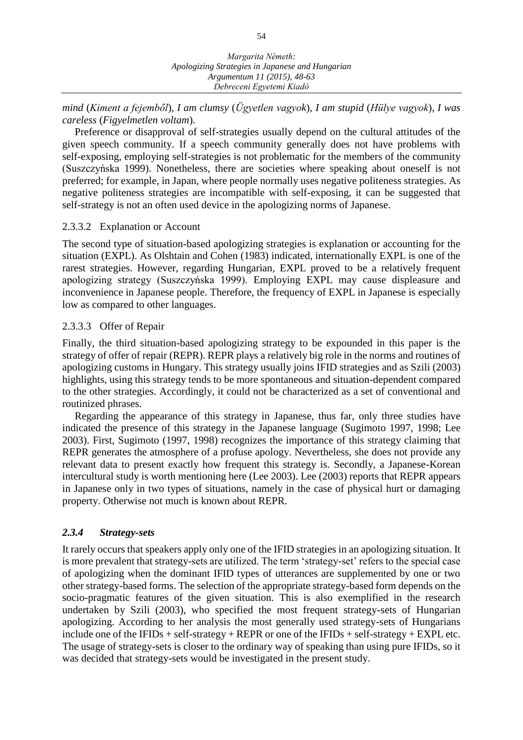*mind* (*Kiment a fejemből*), *I am clumsy* (*Ügyetlen vagyok*), *I am stupid* (*Hülye vagyok*), *I was careless* (*Figyelmetlen voltam*).

Preference or disapproval of self-strategies usually depend on the cultural attitudes of the given speech community. If a speech community generally does not have problems with self-exposing, employing self-strategies is not problematic for the members of the community (Suszczyńska 1999). Nonetheless, there are societies where speaking about oneself is not preferred; for example, in Japan, where people normally uses negative politeness strategies. As negative politeness strategies are incompatible with self-exposing, it can be suggested that self-strategy is not an often used device in the apologizing norms of Japanese.

#### 2.3.3.2 Explanation or Account

The second type of situation-based apologizing strategies is explanation or accounting for the situation (EXPL). As Olshtain and Cohen (1983) indicated, internationally EXPL is one of the rarest strategies. However, regarding Hungarian, EXPL proved to be a relatively frequent apologizing strategy (Suszczyńska 1999). Employing EXPL may cause displeasure and inconvenience in Japanese people. Therefore, the frequency of EXPL in Japanese is especially low as compared to other languages.

#### 2.3.3.3 Offer of Repair

Finally, the third situation-based apologizing strategy to be expounded in this paper is the strategy of offer of repair (REPR). REPR plays a relatively big role in the norms and routines of apologizing customs in Hungary. This strategy usually joins IFID strategies and as Szili (2003) highlights, using this strategy tends to be more spontaneous and situation-dependent compared to the other strategies. Accordingly, it could not be characterized as a set of conventional and routinized phrases.

Regarding the appearance of this strategy in Japanese, thus far, only three studies have indicated the presence of this strategy in the Japanese language (Sugimoto 1997, 1998; Lee 2003). First, Sugimoto (1997, 1998) recognizes the importance of this strategy claiming that REPR generates the atmosphere of a profuse apology. Nevertheless, she does not provide any relevant data to present exactly how frequent this strategy is. Secondly, a Japanese-Korean intercultural study is worth mentioning here (Lee 2003). Lee (2003) reports that REPR appears in Japanese only in two types of situations, namely in the case of physical hurt or damaging property. Otherwise not much is known about REPR.

### *2.3.4 Strategy-sets*

It rarely occurs that speakers apply only one of the IFID strategies in an apologizing situation. It is more prevalent that strategy-sets are utilized. The term 'strategy-set' refers to the special case of apologizing when the dominant IFID types of utterances are supplemented by one or two other strategy-based forms. The selection of the appropriate strategy-based form depends on the socio-pragmatic features of the given situation. This is also exemplified in the research undertaken by Szili (2003), who specified the most frequent strategy-sets of Hungarian apologizing. According to her analysis the most generally used strategy-sets of Hungarians include one of the IFIDs + self-strategy + REPR or one of the IFIDs + self-strategy + EXPL etc. The usage of strategy-sets is closer to the ordinary way of speaking than using pure IFIDs, so it was decided that strategy-sets would be investigated in the present study.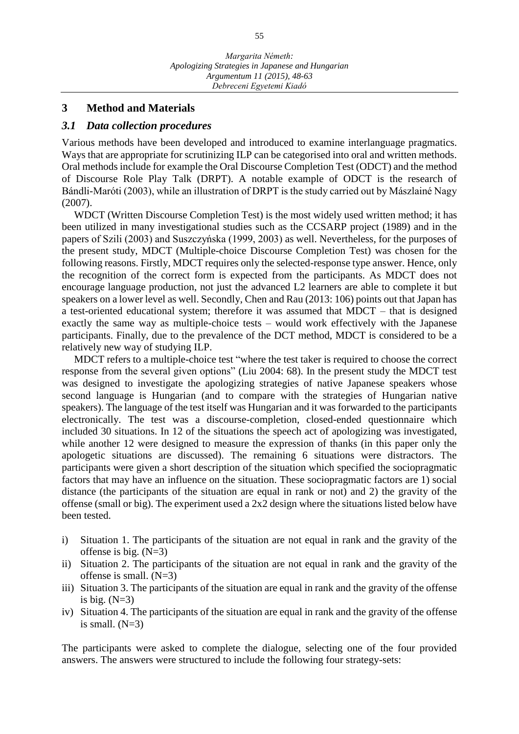## 3 Method and Materials

### *3.1 Data collection procedures*

Various methods have been developed and introduced to examine interlanguage pragmatics. Ways that are appropriate for scrutinizing ILP can be categorised into oral and written methods. Oral methods include for example the Oral Discourse Completion Test (ODCT) and the method of Discourse Role Play Talk (DRPT). A notable example of ODCT is the research of Bándli-Maróti (2003), while an illustration of DRPT is the study carried out by Mászlainé Nagy (2007).

WDCT (Written Discourse Completion Test) is the most widely used written method; it has been utilized in many investigational studies such as the CCSARP project (1989) and in the papers of Szili (2003) and Suszczyńska (1999, 2003) as well. Nevertheless, for the purposes of the present study, MDCT (Multiple-choice Discourse Completion Test) was chosen for the following reasons. Firstly, MDCT requires only the selected-response type answer. Hence, only the recognition of the correct form is expected from the participants. As MDCT does not encourage language production, not just the advanced L2 learners are able to complete it but speakers on a lower level as well. Secondly, Chen and Rau (2013: 106) points out that Japan has a test-oriented educational system; therefore it was assumed that MDCT – that is designed exactly the same way as multiple-choice tests – would work effectively with the Japanese participants. Finally, due to the prevalence of the DCT method, MDCT is considered to be a relatively new way of studying ILP.

MDCT refers to a multiple-choice test "where the test taker is required to choose the correct response from the several given options" (Liu 2004: 68). In the present study the MDCT test was designed to investigate the apologizing strategies of native Japanese speakers whose second language is Hungarian (and to compare with the strategies of Hungarian native speakers). The language of the test itself was Hungarian and it was forwarded to the participants electronically. The test was a discourse-completion, closed-ended questionnaire which included 30 situations. In 12 of the situations the speech act of apologizing was investigated, while another 12 were designed to measure the expression of thanks (in this paper only the apologetic situations are discussed). The remaining 6 situations were distractors. The participants were given a short description of the situation which specified the sociopragmatic factors that may have an influence on the situation. These sociopragmatic factors are 1) social distance (the participants of the situation are equal in rank or not) and 2) the gravity of the offense (small or big). The experiment used a 2x2 design where the situations listed below have been tested.

i) Situation 1. The participants of the situation are not equal in rank and the gravity of the offense is big. (N=3)
ii) Situation 2. The participants of the situation are not equal in rank and the gravity of the offense is small. (N=3)
iii) Situation 3. The participants of the situation are equal in rank and the gravity of the offense is big. (N=3)
iv) Situation 4. The participants of the situation are equal in rank and the gravity of the offense is small. (N=3)

The participants were asked to complete the dialogue, selecting one of the four provided answers. The answers were structured to include the following four strategy-sets: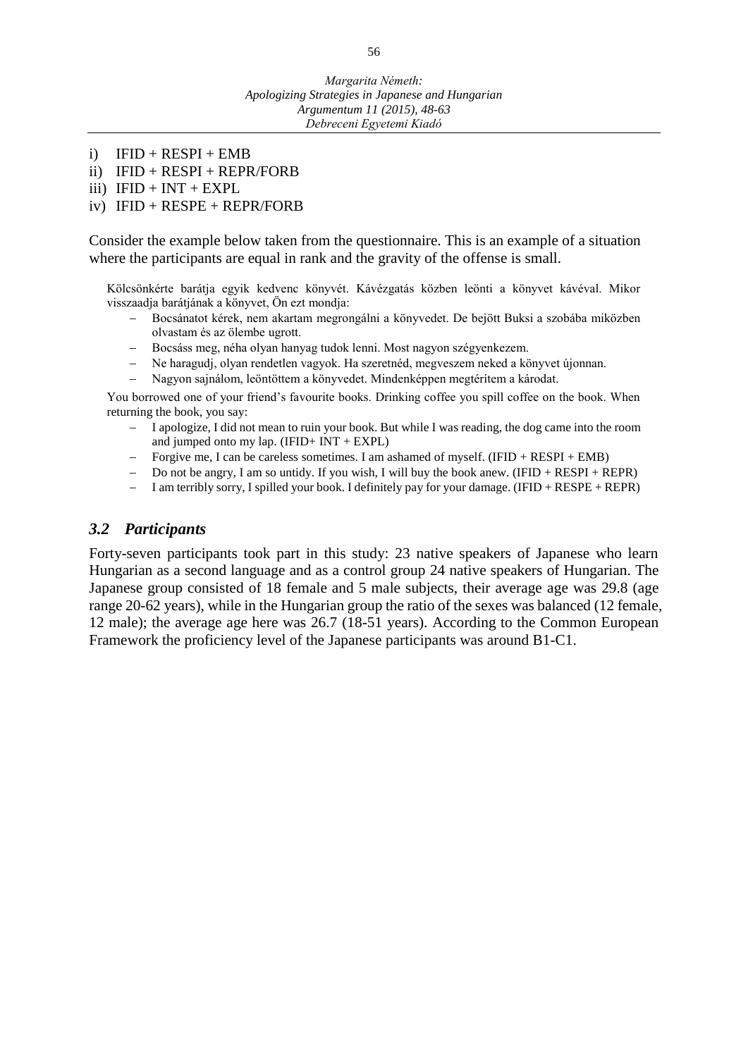i) IFID + RESPI + EMB
ii) IFID + RESPI + REPR/FORB
iii) IFID + INT + EXPL
iv) IFID + RESPE + REPR/FORB

Consider the example below taken from the questionnaire. This is an example of a situation where the participants are equal in rank and the gravity of the offense is small.

Kölcsönkérte barátja egyik kedvenc könyvét. Kávézgatás közben leönti a könyvet kávéval. Mikor visszaadja barátjának a könyvet, Ön ezt mondja:

- Bocsánatot kérek, nem akartam megrongálni a könyvedet. De bejött Buksi a szobába miközben olvastam és az ölembe ugrott.
- Bocsáss meg, néha olyan hanyag tudok lenni. Most nagyon szégyenkezem.
- Ne haragudj, olyan rendetlen vagyok. Ha szeretnéd, megveszem neked a könyvet újonnan.
- Nagyon sajnálom, leöntöttem a könyvedet. Mindenképpen megtérítem a károdat.

You borrowed one of your friend's favourite books. Drinking coffee you spill coffee on the book. When returning the book, you say:

- I apologize, I did not mean to ruin your book. But while I was reading, the dog came into the room and jumped onto my lap. (IFID+ INT + EXPL)
- Forgive me, I can be careless sometimes. I am ashamed of myself. (IFID + RESPI + EMB)
- Do not be angry, I am so untidy. If you wish, I will buy the book anew. (IFID + RESPI + REPR)
- I am terribly sorry, I spilled your book. I definitely pay for your damage. (IFID + RESPE + REPR)

### *3.2 Participants*

Forty-seven participants took part in this study: 23 native speakers of Japanese who learn Hungarian as a second language and as a control group 24 native speakers of Hungarian. The Japanese group consisted of 18 female and 5 male subjects, their average age was 29.8 (age range 20-62 years), while in the Hungarian group the ratio of the sexes was balanced (12 female, 12 male); the average age here was 26.7 (18-51 years). According to the Common European Framework the proficiency level of the Japanese participants was around B1-C1.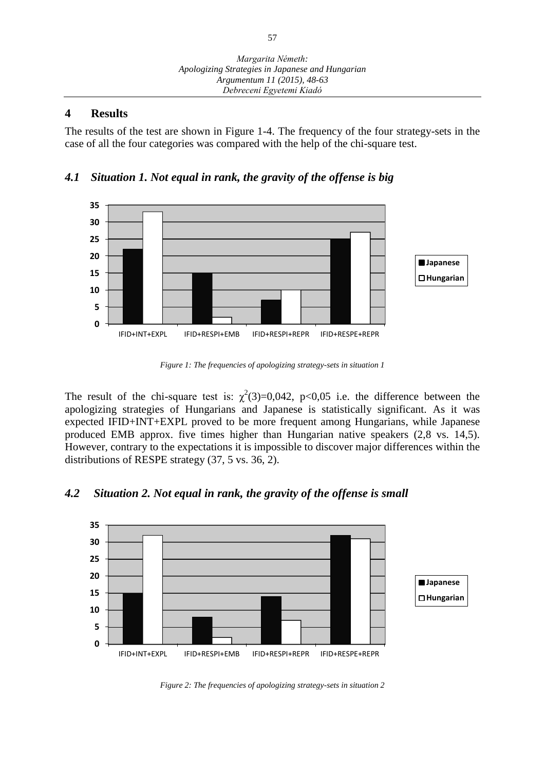## 4 Results

The results of the test are shown in Figure 1-4. The frequency of the four strategy-sets in the case of all the four categories was compared with the help of the chi-square test.

### *4.1 Situation 1. Not equal in rank, the gravity of the offense is big*

*Figure 1: The frequencies of apologizing strategy-sets in situation 1*

The result of the chi-square test is: $\chi^2(3)=0{,}042$, $p<0{,}05$ i.e. the difference between the apologizing strategies of Hungarians and Japanese is statistically significant. As it was expected IFID+INT+EXPL proved to be more frequent among Hungarians, while Japanese produced EMB approx. five times higher than Hungarian native speakers (2,8 vs. 14,5). However, contrary to the expectations it is impossible to discover major differences within the distributions of RESPE strategy (37, 5 vs. 36, 2).

### *4.2 Situation 2. Not equal in rank, the gravity of the offense is small*

*Figure 2: The frequencies of apologizing strategy-sets in situation 2*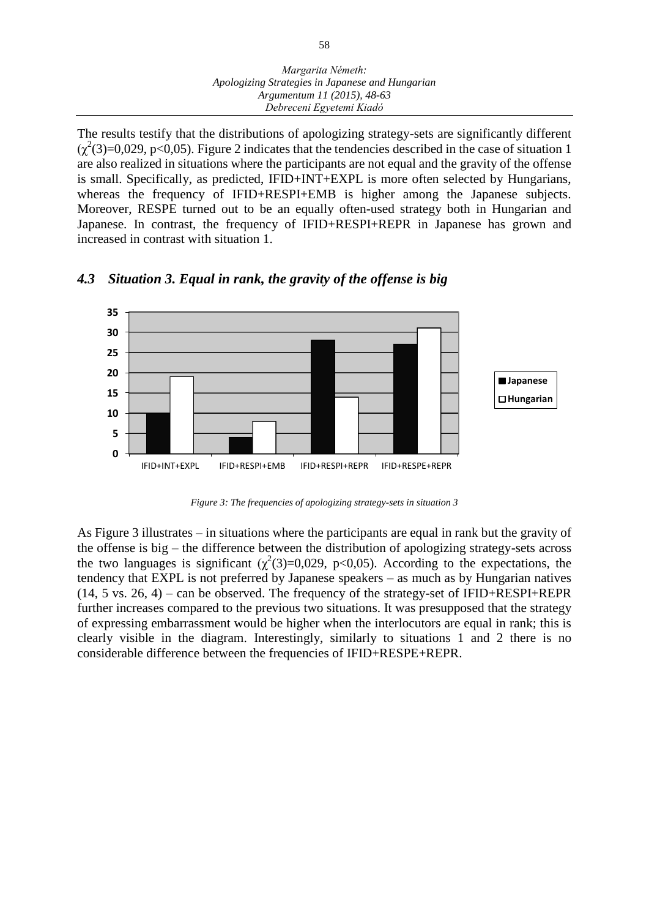The results testify that the distributions of apologizing strategy-sets are significantly different ($\chi^2(3)$=0,029, p<0,05). Figure 2 indicates that the tendencies described in the case of situation 1 are also realized in situations where the participants are not equal and the gravity of the offense is small. Specifically, as predicted, IFID+INT+EXPL is more often selected by Hungarians, whereas the frequency of IFID+RESPI+EMB is higher among the Japanese subjects. Moreover, RESPE turned out to be an equally often-used strategy both in Hungarian and Japanese. In contrast, the frequency of IFID+RESPI+REPR in Japanese has grown and increased in contrast with situation 1.

### *4.3 Situation 3. Equal in rank, the gravity of the offense is big*

*Figure 3: The frequencies of apologizing strategy-sets in situation 3*

As Figure 3 illustrates – in situations where the participants are equal in rank but the gravity of the offense is big – the difference between the distribution of apologizing strategy-sets across the two languages is significant ($\chi^2(3)$=0,029, p<0,05). According to the expectations, the tendency that EXPL is not preferred by Japanese speakers – as much as by Hungarian natives (14, 5 vs. 26, 4) – can be observed. The frequency of the strategy-set of IFID+RESPI+REPR further increases compared to the previous two situations. It was presupposed that the strategy of expressing embarrassment would be higher when the interlocutors are equal in rank; this is clearly visible in the diagram. Interestingly, similarly to situations 1 and 2 there is no considerable difference between the frequencies of IFID+RESPE+REPR.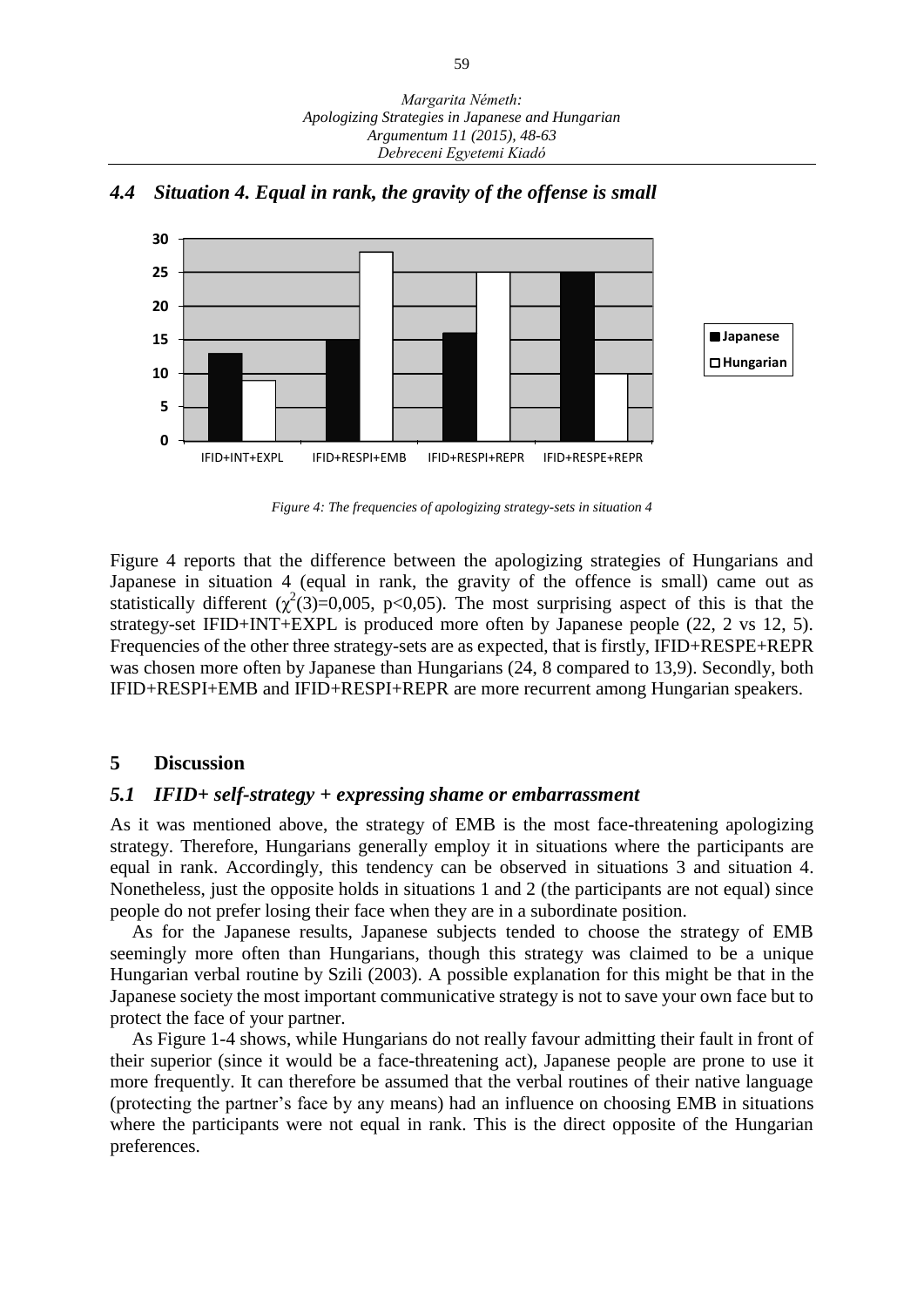### 4.4 Situation 4. Equal in rank, the gravity of the offense is small

*Figure 4: The frequencies of apologizing strategy-sets in situation 4*

Figure 4 reports that the difference between the apologizing strategies of Hungarians and Japanese in situation 4 (equal in rank, the gravity of the offence is small) came out as statistically different ($\chi^2(3)=0{,}005$, $p<0{,}05$). The most surprising aspect of this is that the strategy-set IFID+INT+EXPL is produced more often by Japanese people (22, 2 vs 12, 5). Frequencies of the other three strategy-sets are as expected, that is firstly, IFID+RESPE+REPR was chosen more often by Japanese than Hungarians (24, 8 compared to 13,9). Secondly, both IFID+RESPI+EMB and IFID+RESPI+REPR are more recurrent among Hungarian speakers.

## 5 Discussion

### 5.1 IFID+ self-strategy + expressing shame or embarrassment

As it was mentioned above, the strategy of EMB is the most face-threatening apologizing strategy. Therefore, Hungarians generally employ it in situations where the participants are equal in rank. Accordingly, this tendency can be observed in situations 3 and situation 4. Nonetheless, just the opposite holds in situations 1 and 2 (the participants are not equal) since people do not prefer losing their face when they are in a subordinate position.

As for the Japanese results, Japanese subjects tended to choose the strategy of EMB seemingly more often than Hungarians, though this strategy was claimed to be a unique Hungarian verbal routine by Szili (2003). A possible explanation for this might be that in the Japanese society the most important communicative strategy is not to save your own face but to protect the face of your partner.

As Figure 1-4 shows, while Hungarians do not really favour admitting their fault in front of their superior (since it would be a face-threatening act), Japanese people are prone to use it more frequently. It can therefore be assumed that the verbal routines of their native language (protecting the partner's face by any means) had an influence on choosing EMB in situations where the participants were not equal in rank. This is the direct opposite of the Hungarian preferences.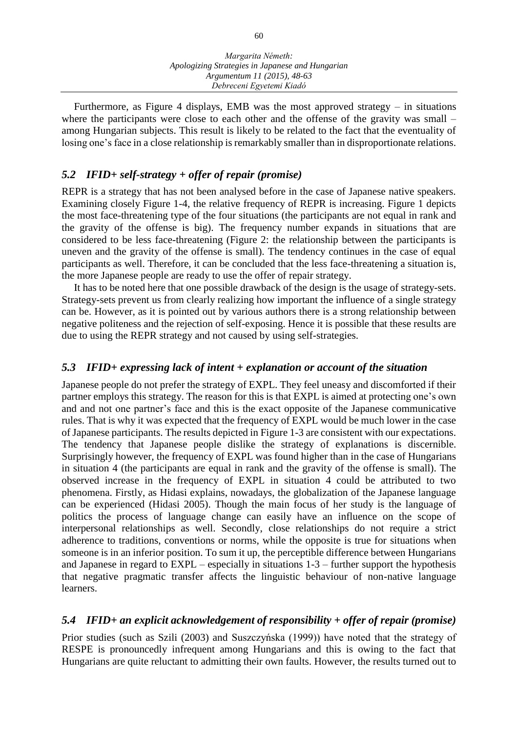Furthermore, as Figure 4 displays, EMB was the most approved strategy – in situations where the participants were close to each other and the offense of the gravity was small – among Hungarian subjects. This result is likely to be related to the fact that the eventuality of losing one's face in a close relationship is remarkably smaller than in disproportionate relations.

### *5.2 IFID+ self-strategy + offer of repair (promise)*

REPR is a strategy that has not been analysed before in the case of Japanese native speakers. Examining closely Figure 1-4, the relative frequency of REPR is increasing. Figure 1 depicts the most face-threatening type of the four situations (the participants are not equal in rank and the gravity of the offense is big). The frequency number expands in situations that are considered to be less face-threatening (Figure 2: the relationship between the participants is uneven and the gravity of the offense is small). The tendency continues in the case of equal participants as well. Therefore, it can be concluded that the less face-threatening a situation is, the more Japanese people are ready to use the offer of repair strategy.

It has to be noted here that one possible drawback of the design is the usage of strategy-sets. Strategy-sets prevent us from clearly realizing how important the influence of a single strategy can be. However, as it is pointed out by various authors there is a strong relationship between negative politeness and the rejection of self-exposing. Hence it is possible that these results are due to using the REPR strategy and not caused by using self-strategies.

### *5.3 IFID+ expressing lack of intent + explanation or account of the situation*

Japanese people do not prefer the strategy of EXPL. They feel uneasy and discomforted if their partner employs this strategy. The reason for this is that EXPL is aimed at protecting one's own and and not one partner's face and this is the exact opposite of the Japanese communicative rules. That is why it was expected that the frequency of EXPL would be much lower in the case of Japanese participants. The results depicted in Figure 1-3 are consistent with our expectations. The tendency that Japanese people dislike the strategy of explanations is discernible. Surprisingly however, the frequency of EXPL was found higher than in the case of Hungarians in situation 4 (the participants are equal in rank and the gravity of the offense is small). The observed increase in the frequency of EXPL in situation 4 could be attributed to two phenomena. Firstly, as Hidasi explains, nowadays, the globalization of the Japanese language can be experienced (Hidasi 2005). Though the main focus of her study is the language of politics the process of language change can easily have an influence on the scope of interpersonal relationships as well. Secondly, close relationships do not require a strict adherence to traditions, conventions or norms, while the opposite is true for situations when someone is in an inferior position. To sum it up, the perceptible difference between Hungarians and Japanese in regard to EXPL – especially in situations 1-3 – further support the hypothesis that negative pragmatic transfer affects the linguistic behaviour of non-native language learners.

### *5.4 IFID+ an explicit acknowledgement of responsibility + offer of repair (promise)*

Prior studies (such as Szili (2003) and Suszczyńska (1999)) have noted that the strategy of RESPE is pronouncedly infrequent among Hungarians and this is owing to the fact that Hungarians are quite reluctant to admitting their own faults. However, the results turned out to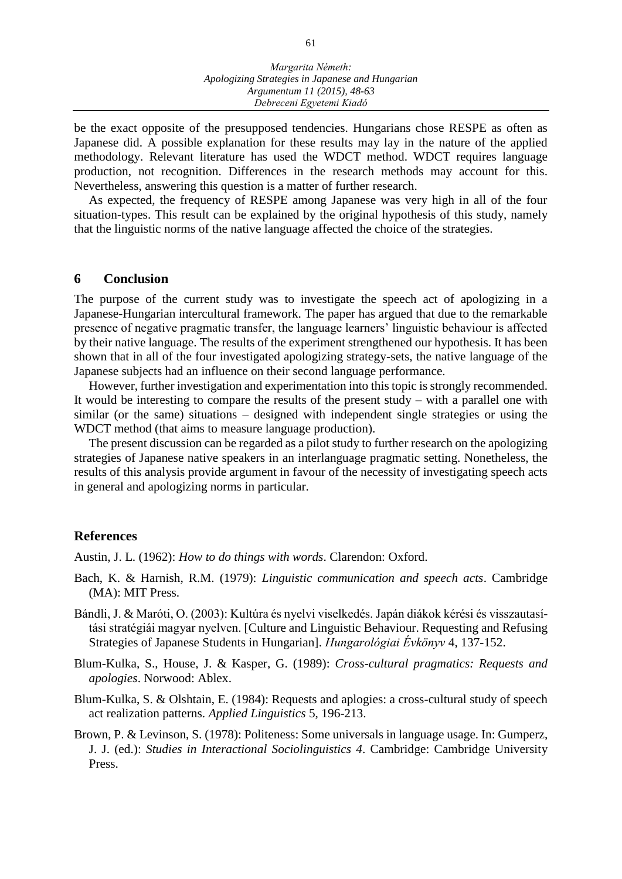be the exact opposite of the presupposed tendencies. Hungarians chose RESPE as often as Japanese did. A possible explanation for these results may lay in the nature of the applied methodology. Relevant literature has used the WDCT method. WDCT requires language production, not recognition. Differences in the research methods may account for this. Nevertheless, answering this question is a matter of further research.

As expected, the frequency of RESPE among Japanese was very high in all of the four situation-types. This result can be explained by the original hypothesis of this study, namely that the linguistic norms of the native language affected the choice of the strategies.

## 6 Conclusion

The purpose of the current study was to investigate the speech act of apologizing in a Japanese-Hungarian intercultural framework. The paper has argued that due to the remarkable presence of negative pragmatic transfer, the language learners' linguistic behaviour is affected by their native language. The results of the experiment strengthened our hypothesis. It has been shown that in all of the four investigated apologizing strategy-sets, the native language of the Japanese subjects had an influence on their second language performance.

However, further investigation and experimentation into this topic is strongly recommended. It would be interesting to compare the results of the present study – with a parallel one with similar (or the same) situations – designed with independent single strategies or using the WDCT method (that aims to measure language production).

The present discussion can be regarded as a pilot study to further research on the apologizing strategies of Japanese native speakers in an interlanguage pragmatic setting. Nonetheless, the results of this analysis provide argument in favour of the necessity of investigating speech acts in general and apologizing norms in particular.

## References

Austin, J. L. (1962): *How to do things with words*. Clarendon: Oxford.

Bach, K. & Harnish, R.M. (1979): *Linguistic communication and speech acts*. Cambridge (MA): MIT Press.

Bándli, J. & Maróti, O. (2003): Kultúra és nyelvi viselkedés. Japán diákok kérési és visszautasítási stratégiái magyar nyelven. [Culture and Linguistic Behaviour. Requesting and Refusing Strategies of Japanese Students in Hungarian]. *Hungarológiai Évkönyv* 4, 137-152.

Blum-Kulka, S., House, J. & Kasper, G. (1989): *Cross-cultural pragmatics: Requests and apologies*. Norwood: Ablex.

Blum-Kulka, S. & Olshtain, E. (1984): Requests and aplogies: a cross-cultural study of speech act realization patterns. *Applied Linguistics* 5, 196-213.

Brown, P. & Levinson, S. (1978): Politeness: Some universals in language usage. In: Gumperz, J. J. (ed.): *Studies in Interactional Sociolinguistics 4*. Cambridge: Cambridge University Press.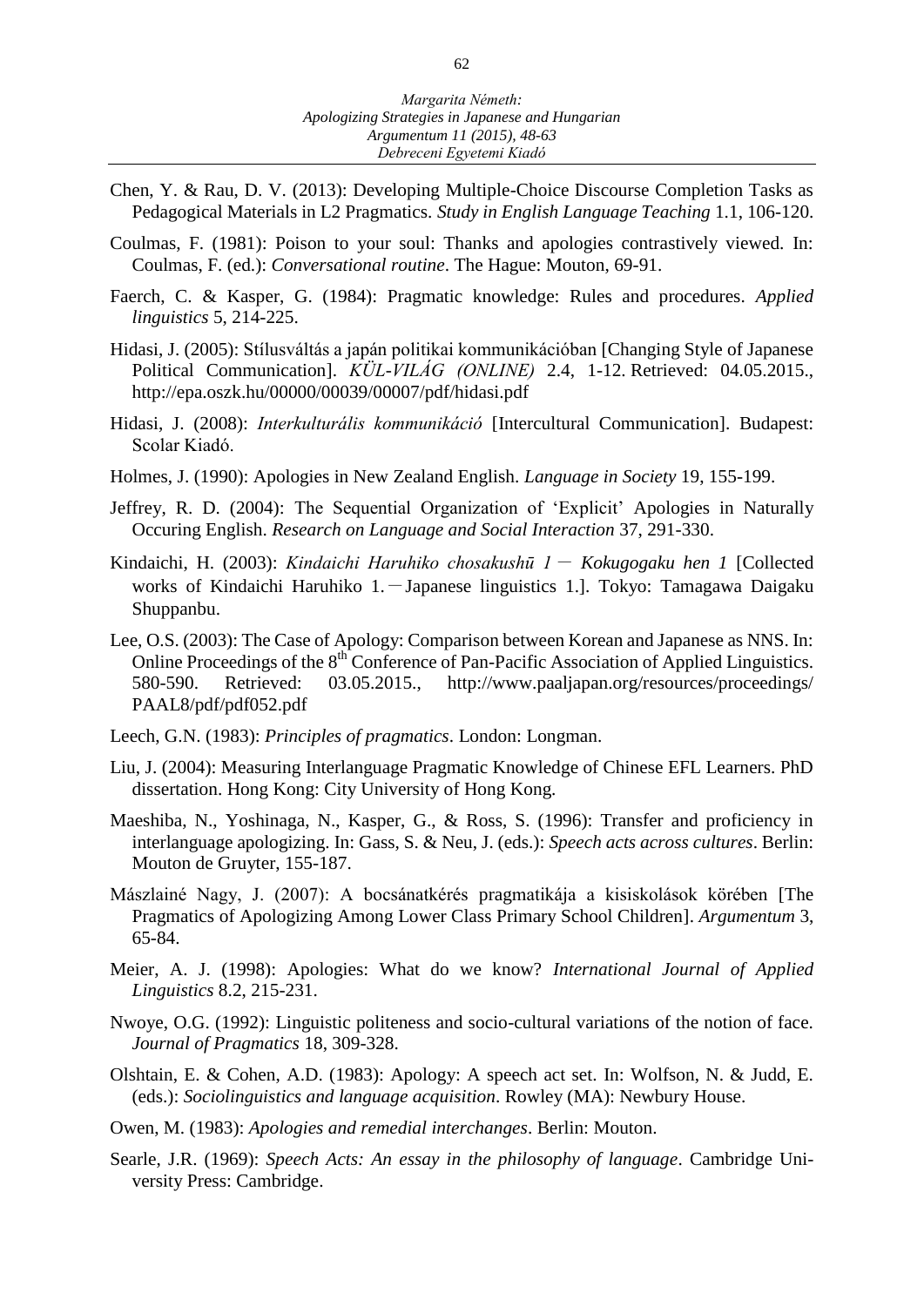Chen, Y. & Rau, D. V. (2013): Developing Multiple-Choice Discourse Completion Tasks as Pedagogical Materials in L2 Pragmatics. *Study in English Language Teaching* 1.1, 106-120.

Coulmas, F. (1981): Poison to your soul: Thanks and apologies contrastively viewed. In: Coulmas, F. (ed.): *Conversational routine*. The Hague: Mouton, 69-91.

Faerch, C. & Kasper, G. (1984): Pragmatic knowledge: Rules and procedures. *Applied linguistics* 5, 214-225.

Hidasi, J. (2005): Stílusváltás a japán politikai kommunikációban [Changing Style of Japanese Political Communication]. *KÜL-VILÁG (ONLINE)* 2.4, 1-12. Retrieved: 04.05.2015., http://epa.oszk.hu/00000/00039/00007/pdf/hidasi.pdf

Hidasi, J. (2008): *Interkulturális kommunikáció* [Intercultural Communication]. Budapest: Scolar Kiadó.

Holmes, J. (1990): Apologies in New Zealand English. *Language in Society* 19, 155-199.

Jeffrey, R. D. (2004): The Sequential Organization of 'Explicit' Apologies in Naturally Occuring English. *Research on Language and Social Interaction* 37, 291-330.

Kindaichi, H. (2003): *Kindaichi Haruhiko chosakushū 1 — Kokugogaku hen 1* [Collected works of Kindaichi Haruhiko 1. — Japanese linguistics 1.]. Tokyo: Tamagawa Daigaku Shuppanbu.

Lee, O.S. (2003): The Case of Apology: Comparison between Korean and Japanese as NNS. In: Online Proceedings of the 8th Conference of Pan-Pacific Association of Applied Linguistics. 580-590. Retrieved: 03.05.2015., http://www.paaljapan.org/resources/proceedings/PAAL8/pdf/pdf052.pdf

Leech, G.N. (1983): *Principles of pragmatics*. London: Longman.

Liu, J. (2004): Measuring Interlanguage Pragmatic Knowledge of Chinese EFL Learners. PhD dissertation. Hong Kong: City University of Hong Kong.

Maeshiba, N., Yoshinaga, N., Kasper, G., & Ross, S. (1996): Transfer and proficiency in interlanguage apologizing. In: Gass, S. & Neu, J. (eds.): *Speech acts across cultures*. Berlin: Mouton de Gruyter, 155-187.

Mászlainé Nagy, J. (2007): A bocsánatkérés pragmatikája a kisiskolások körében [The Pragmatics of Apologizing Among Lower Class Primary School Children]. *Argumentum* 3, 65-84.

Meier, A. J. (1998): Apologies: What do we know? *International Journal of Applied Linguistics* 8.2, 215-231.

Nwoye, O.G. (1992): Linguistic politeness and socio-cultural variations of the notion of face. *Journal of Pragmatics* 18, 309-328.

Olshtain, E. & Cohen, A.D. (1983): Apology: A speech act set. In: Wolfson, N. & Judd, E. (eds.): *Sociolinguistics and language acquisition*. Rowley (MA): Newbury House.

Owen, M. (1983): *Apologies and remedial interchanges*. Berlin: Mouton.

Searle, J.R. (1969): *Speech Acts: An essay in the philosophy of language*. Cambridge University Press: Cambridge.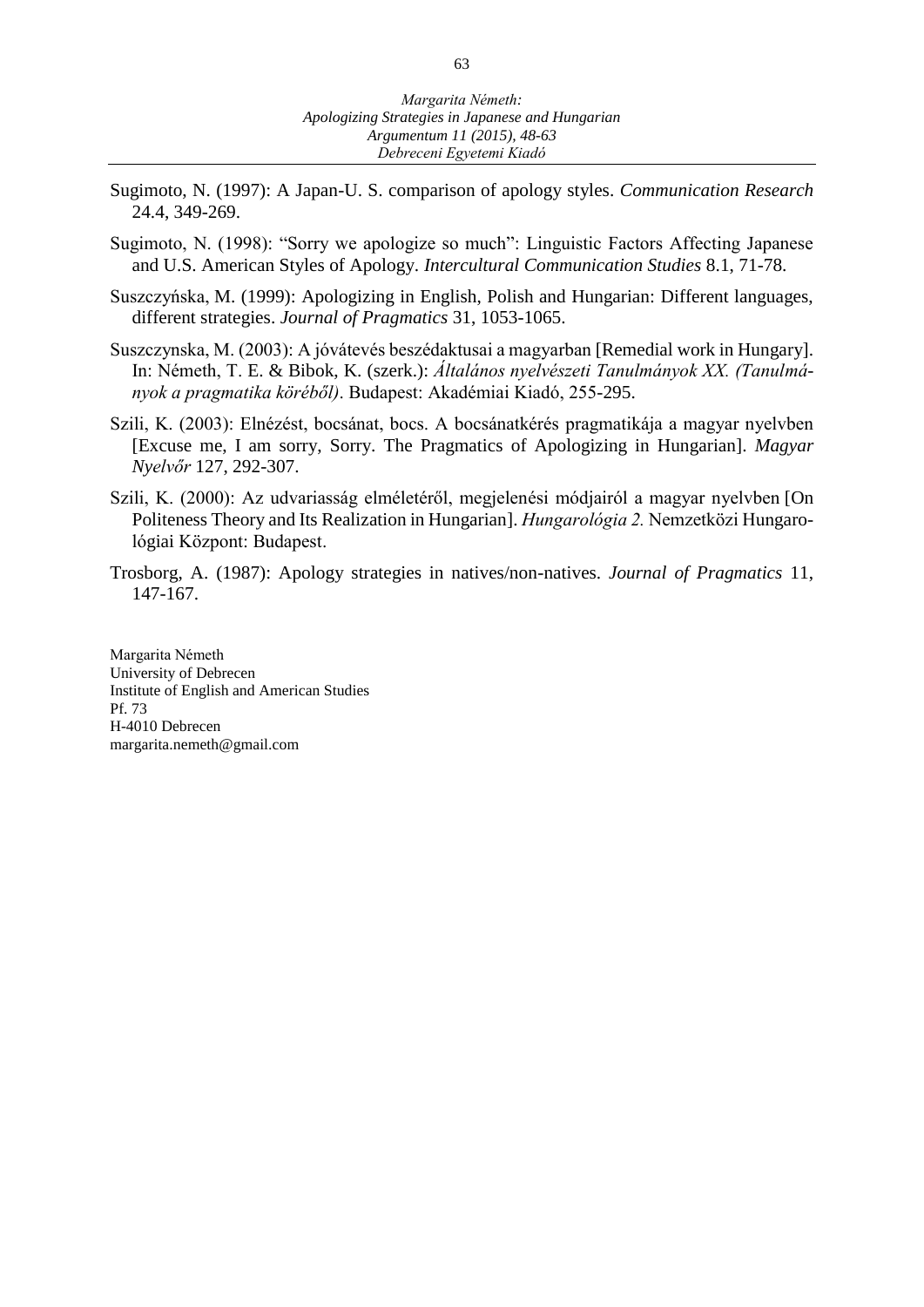Sugimoto, N. (1997): A Japan-U. S. comparison of apology styles. *Communication Research* 24.4, 349-269.

Sugimoto, N. (1998): "Sorry we apologize so much": Linguistic Factors Affecting Japanese and U.S. American Styles of Apology. *Intercultural Communication Studies* 8.1, 71-78.

Suszczyńska, M. (1999): Apologizing in English, Polish and Hungarian: Different languages, different strategies. *Journal of Pragmatics* 31, 1053-1065.

Suszczynska, M. (2003): A jóvátevés beszédaktusai a magyarban [Remedial work in Hungary]. In: Németh, T. E. & Bibok, K. (szerk.): *Általános nyelvészeti Tanulmányok XX. (Tanulmányok a pragmatika köréből)*. Budapest: Akadémiai Kiadó, 255-295.

Szili, K. (2003): Elnézést, bocsánat, bocs. A bocsánatkérés pragmatikája a magyar nyelvben [Excuse me, I am sorry, Sorry. The Pragmatics of Apologizing in Hungarian]. *Magyar Nyelvőr* 127, 292-307.

Szili, K. (2000): Az udvariasság elméletéről, megjelenési módjairól a magyar nyelvben [On Politeness Theory and Its Realization in Hungarian]. *Hungarológia 2.* Nemzetközi Hungarológiai Központ: Budapest.

Trosborg, A. (1987): Apology strategies in natives/non-natives. *Journal of Pragmatics* 11, 147-167.

Margarita Németh
University of Debrecen
Institute of English and American Studies
Pf. 73
H-4010 Debrecen
margarita.nemeth@gmail.com